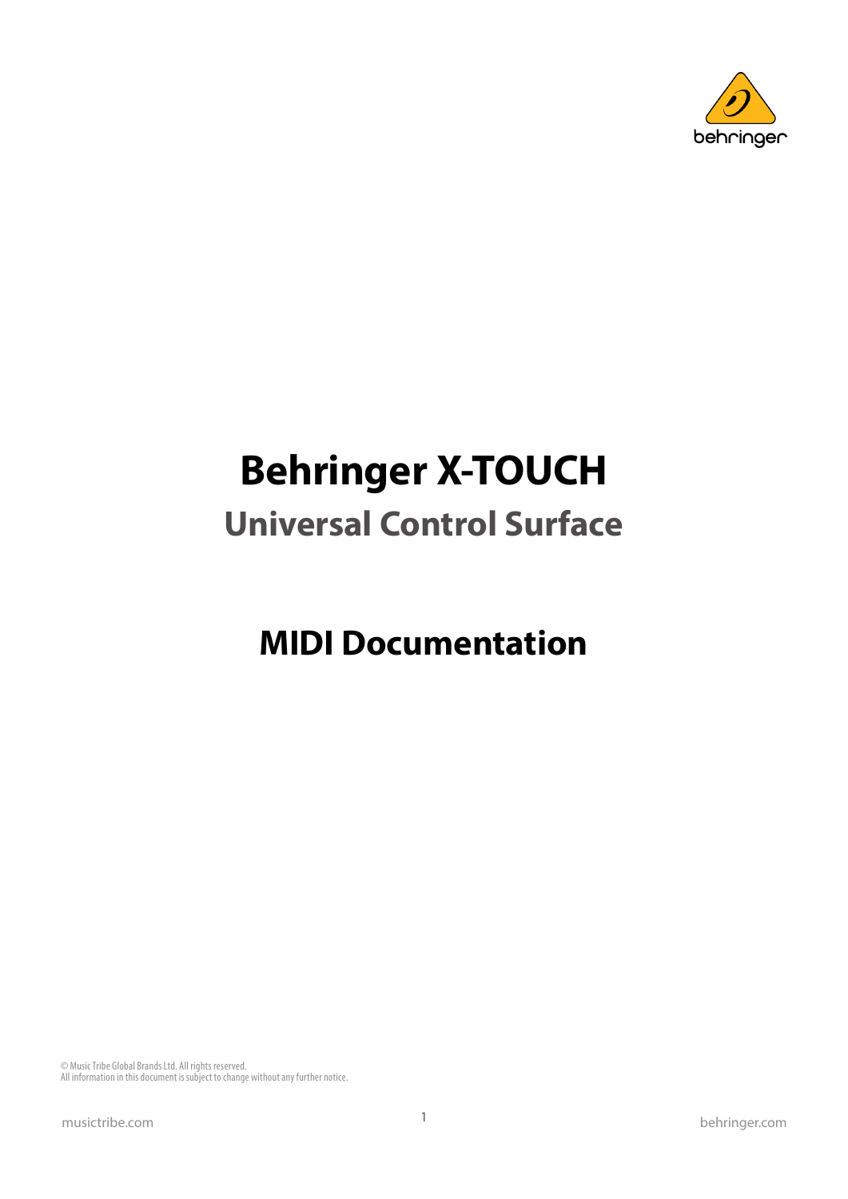# Behringer X-TOUCH

## Universal Control Surface

# MIDI Documentation

© Music Tribe Global Brands Ltd. All rights reserved.
All information in this document is subject to change without any further notice.

musictribe.com

behringer.com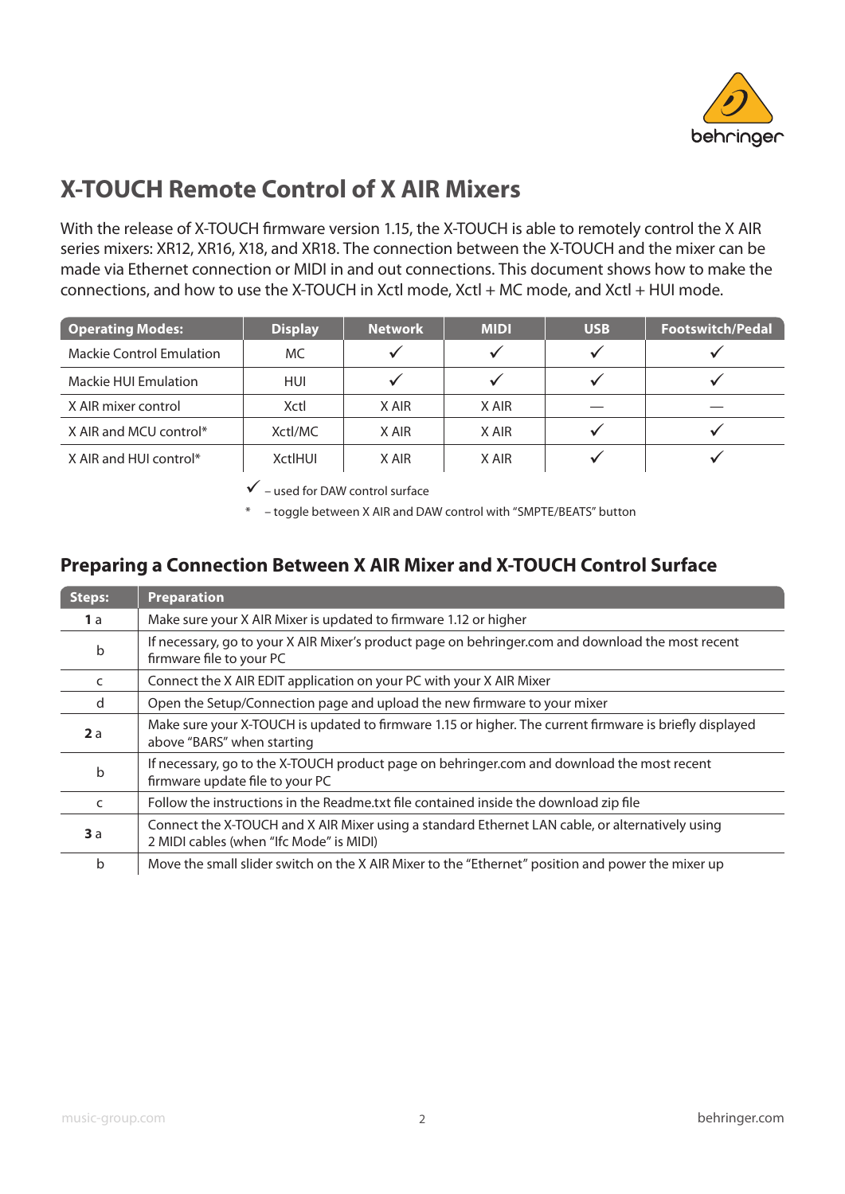# X-TOUCH Remote Control of X AIR Mixers

With the release of X-TOUCH firmware version 1.15, the X-TOUCH is able to remotely control the X AIR series mixers: XR12, XR16, X18, and XR18. The connection between the X-TOUCH and the mixer can be made via Ethernet connection or MIDI in and out connections. This document shows how to make the connections, and how to use the X-TOUCH in Xctl mode, Xctl + MC mode, and Xctl + HUI mode.

| Operating Modes: | Display | Network | MIDI | USB | Footswitch/Pedal |
|---|---|---|---|---|---|
| Mackie Control Emulation | MC | ✓ | ✓ | ✓ | ✓ |
| Mackie HUI Emulation | HUI | ✓ | ✓ | ✓ | ✓ |
| X AIR mixer control | Xctl | X AIR | X AIR | — | — |
| X AIR and MCU control* | Xctl/MC | X AIR | X AIR | ✓ | ✓ |
| X AIR and HUI control* | XctlHUI | X AIR | X AIR | ✓ | ✓ |

✓ – used for DAW control surface

* – toggle between X AIR and DAW control with "SMPTE/BEATS" button

## Preparing a Connection Between X AIR Mixer and X-TOUCH Control Surface

| Steps: | Preparation |
|---|---|
| **1** a | Make sure your X AIR Mixer is updated to firmware 1.12 or higher |
| b | If necessary, go to your X AIR Mixer's product page on behringer.com and download the most recent firmware file to your PC |
| c | Connect the X AIR EDIT application on your PC with your X AIR Mixer |
| d | Open the Setup/Connection page and upload the new firmware to your mixer |
| **2** a | Make sure your X-TOUCH is updated to firmware 1.15 or higher. The current firmware is briefly displayed above "BARS" when starting |
| b | If necessary, go to the X-TOUCH product page on behringer.com and download the most recent firmware update file to your PC |
| c | Follow the instructions in the Readme.txt file contained inside the download zip file |
| **3** a | Connect the X-TOUCH and X AIR Mixer using a standard Ethernet LAN cable, or alternatively using 2 MIDI cables (when "Ifc Mode" is MIDI) |
| b | Move the small slider switch on the X AIR Mixer to the "Ethernet" position and power the mixer up |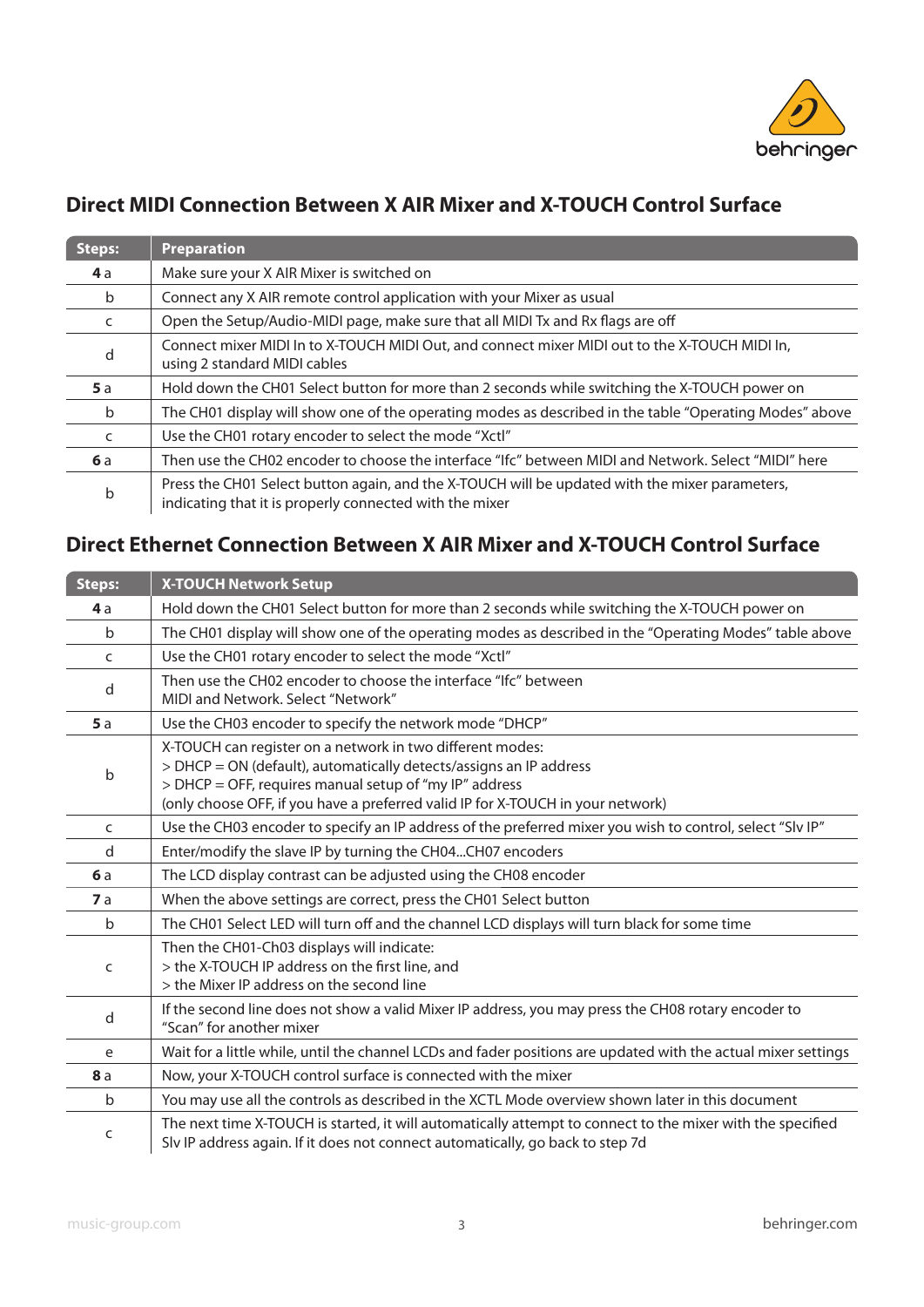## Direct MIDI Connection Between X AIR Mixer and X-TOUCH Control Surface

| Steps: | Preparation |
|---|---|
| **4** a | Make sure your X AIR Mixer is switched on |
| b | Connect any X AIR remote control application with your Mixer as usual |
| c | Open the Setup/Audio-MIDI page, make sure that all MIDI Tx and Rx flags are off |
| d | Connect mixer MIDI In to X-TOUCH MIDI Out, and connect mixer MIDI out to the X-TOUCH MIDI In, using 2 standard MIDI cables |
| **5** a | Hold down the CH01 Select button for more than 2 seconds while switching the X-TOUCH power on |
| b | The CH01 display will show one of the operating modes as described in the table “Operating Modes” above |
| c | Use the CH01 rotary encoder to select the mode “Xctl” |
| **6** a | Then use the CH02 encoder to choose the interface “Ifc” between MIDI and Network. Select “MIDI” here |
| b | Press the CH01 Select button again, and the X-TOUCH will be updated with the mixer parameters, indicating that it is properly connected with the mixer |

## Direct Ethernet Connection Between X AIR Mixer and X-TOUCH Control Surface

| Steps: | X-TOUCH Network Setup |
|---|---|
| **4** a | Hold down the CH01 Select button for more than 2 seconds while switching the X-TOUCH power on |
| b | The CH01 display will show one of the operating modes as described in the “Operating Modes” table above |
| c | Use the CH01 rotary encoder to select the mode “Xctl” |
| d | Then use the CH02 encoder to choose the interface “Ifc” between MIDI and Network. Select “Network” |
| **5** a | Use the CH03 encoder to specify the network mode “DHCP” |
| b | X-TOUCH can register on a network in two different modes:<br>> DHCP = ON (default), automatically detects/assigns an IP address<br>> DHCP = OFF, requires manual setup of “my IP” address<br>(only choose OFF, if you have a preferred valid IP for X-TOUCH in your network) |
| c | Use the CH03 encoder to specify an IP address of the preferred mixer you wish to control, select “Slv IP” |
| d | Enter/modify the slave IP by turning the CH04...CH07 encoders |
| **6** a | The LCD display contrast can be adjusted using the CH08 encoder |
| **7** a | When the above settings are correct, press the CH01 Select button |
| b | The CH01 Select LED will turn off and the channel LCD displays will turn black for some time |
| c | Then the CH01-Ch03 displays will indicate:<br>> the X-TOUCH IP address on the first line, and<br>> the Mixer IP address on the second line |
| d | If the second line does not show a valid Mixer IP address, you may press the CH08 rotary encoder to “Scan” for another mixer |
| e | Wait for a little while, until the channel LCDs and fader positions are updated with the actual mixer settings |
| **8** a | Now, your X-TOUCH control surface is connected with the mixer |
| b | You may use all the controls as described in the XCTL Mode overview shown later in this document |
| c | The next time X-TOUCH is started, it will automatically attempt to connect to the mixer with the specified Slv IP address again. If it does not connect automatically, go back to step 7d |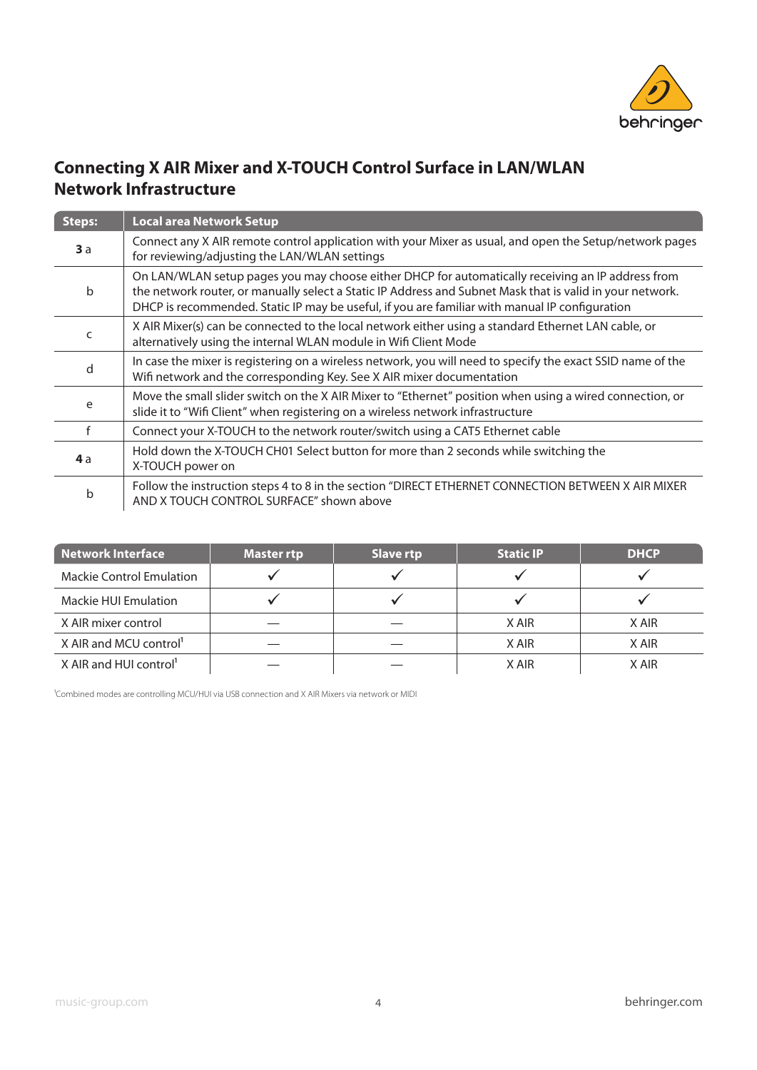## Connecting X AIR Mixer and X-TOUCH Control Surface in LAN/WLAN Network Infrastructure

| Steps: | Local area Network Setup |
|---|---|
| **3** a | Connect any X AIR remote control application with your Mixer as usual, and open the Setup/network pages for reviewing/adjusting the LAN/WLAN settings |
| b | On LAN/WLAN setup pages you may choose either DHCP for automatically receiving an IP address from the network router, or manually select a Static IP Address and Subnet Mask that is valid in your network. DHCP is recommended. Static IP may be useful, if you are familiar with manual IP configuration |
| c | X AIR Mixer(s) can be connected to the local network either using a standard Ethernet LAN cable, or alternatively using the internal WLAN module in Wifi Client Mode |
| d | In case the mixer is registering on a wireless network, you will need to specify the exact SSID name of the Wifi network and the corresponding Key. See X AIR mixer documentation |
| e | Move the small slider switch on the X AIR Mixer to "Ethernet" position when using a wired connection, or slide it to "Wifi Client" when registering on a wireless network infrastructure |
| f | Connect your X-TOUCH to the network router/switch using a CAT5 Ethernet cable |
| **4** a | Hold down the X-TOUCH CH01 Select button for more than 2 seconds while switching the X-TOUCH power on |
| b | Follow the instruction steps 4 to 8 in the section "DIRECT ETHERNET CONNECTION BETWEEN X AIR MIXER AND X TOUCH CONTROL SURFACE" shown above |

| Network Interface | Master rtp | Slave rtp | Static IP | DHCP |
|---|---|---|---|---|
| Mackie Control Emulation | ✓ | ✓ | ✓ | ✓ |
| Mackie HUI Emulation | ✓ | ✓ | ✓ | ✓ |
| X AIR mixer control | — | — | X AIR | X AIR |
| X AIR and MCU control[1] | — | — | X AIR | X AIR |
| X AIR and HUI control[1] | — | — | X AIR | X AIR |

[1]Combined modes are controlling MCU/HUI via USB connection and X AIR Mixers via network or MIDI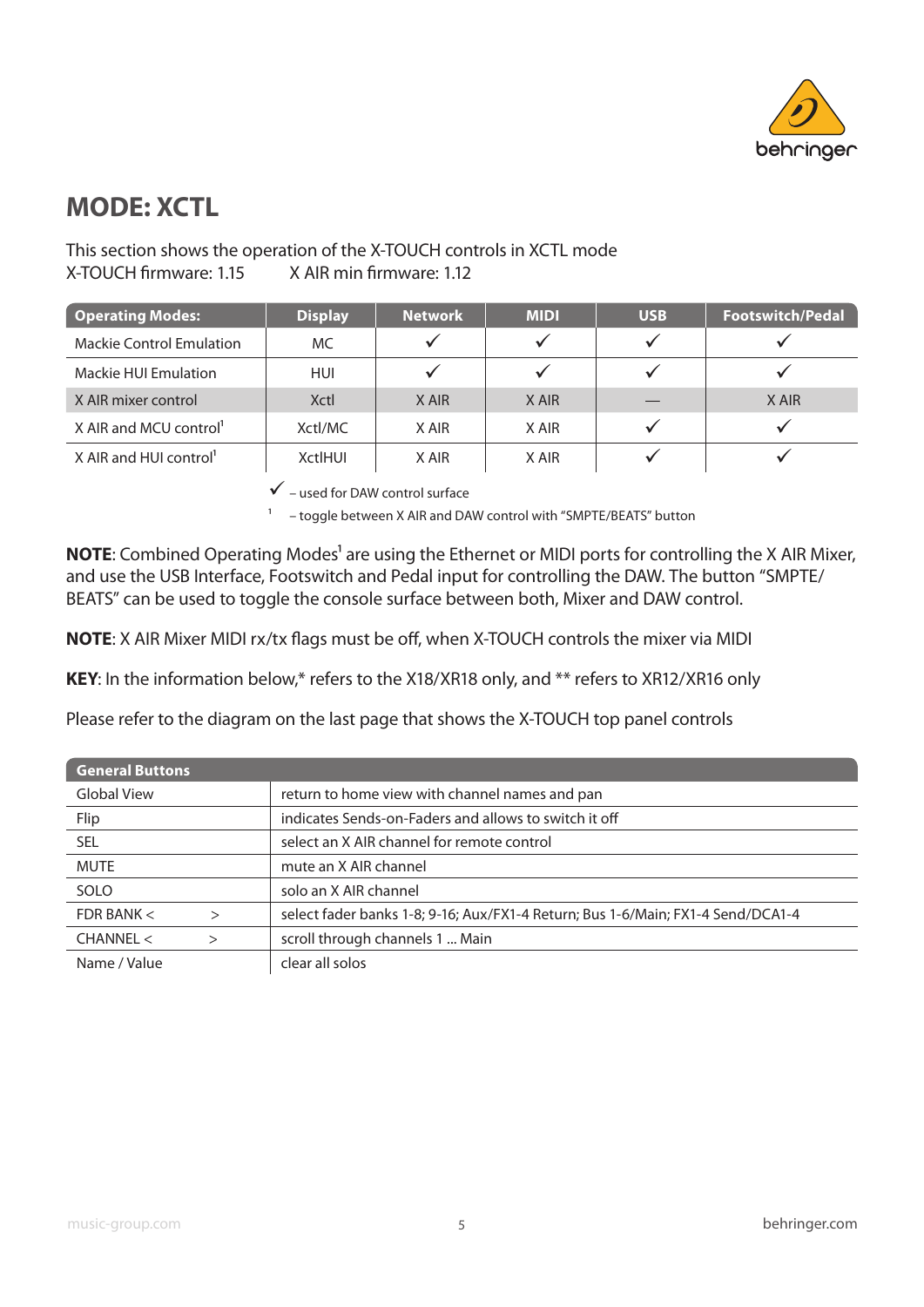# MODE: XCTL

This section shows the operation of the X-TOUCH controls in XCTL mode
X-TOUCH firmware: 1.15 X AIR min firmware: 1.12

| Operating Modes: | Display | Network | MIDI | USB | Footswitch/Pedal |
|---|---|---|---|---|---|
| Mackie Control Emulation | MC | ✓ | ✓ | ✓ | ✓ |
| Mackie HUI Emulation | HUI | ✓ | ✓ | ✓ | ✓ |
| X AIR mixer control | Xctl | X AIR | X AIR | — | X AIR |
| X AIR and MCU control[1] | Xctl/MC | X AIR | X AIR | ✓ | ✓ |
| X AIR and HUI control[1] | XctlHUI | X AIR | X AIR | ✓ | ✓ |

✓ – used for DAW control surface

[1] – toggle between X AIR and DAW control with "SMPTE/BEATS" button

**NOTE**: Combined Operating Modes[1] are using the Ethernet or MIDI ports for controlling the X AIR Mixer, and use the USB Interface, Footswitch and Pedal input for controlling the DAW. The button "SMPTE/ BEATS" can be used to toggle the console surface between both, Mixer and DAW control.

**NOTE**: X AIR Mixer MIDI rx/tx flags must be off, when X-TOUCH controls the mixer via MIDI

**KEY**: In the information below,* refers to the X18/XR18 only, and ** refers to XR12/XR16 only

Please refer to the diagram on the last page that shows the X-TOUCH top panel controls

| General Buttons | |
|---|---|
| Global View | return to home view with channel names and pan |
| Flip | indicates Sends-on-Faders and allows to switch it off |
| SEL | select an X AIR channel for remote control |
| MUTE | mute an X AIR channel |
| SOLO | solo an X AIR channel |
| FDR BANK < > | select fader banks 1-8; 9-16; Aux/FX1-4 Return; Bus 1-6/Main; FX1-4 Send/DCA1-4 |
| CHANNEL < > | scroll through channels 1 ... Main |
| Name / Value | clear all solos |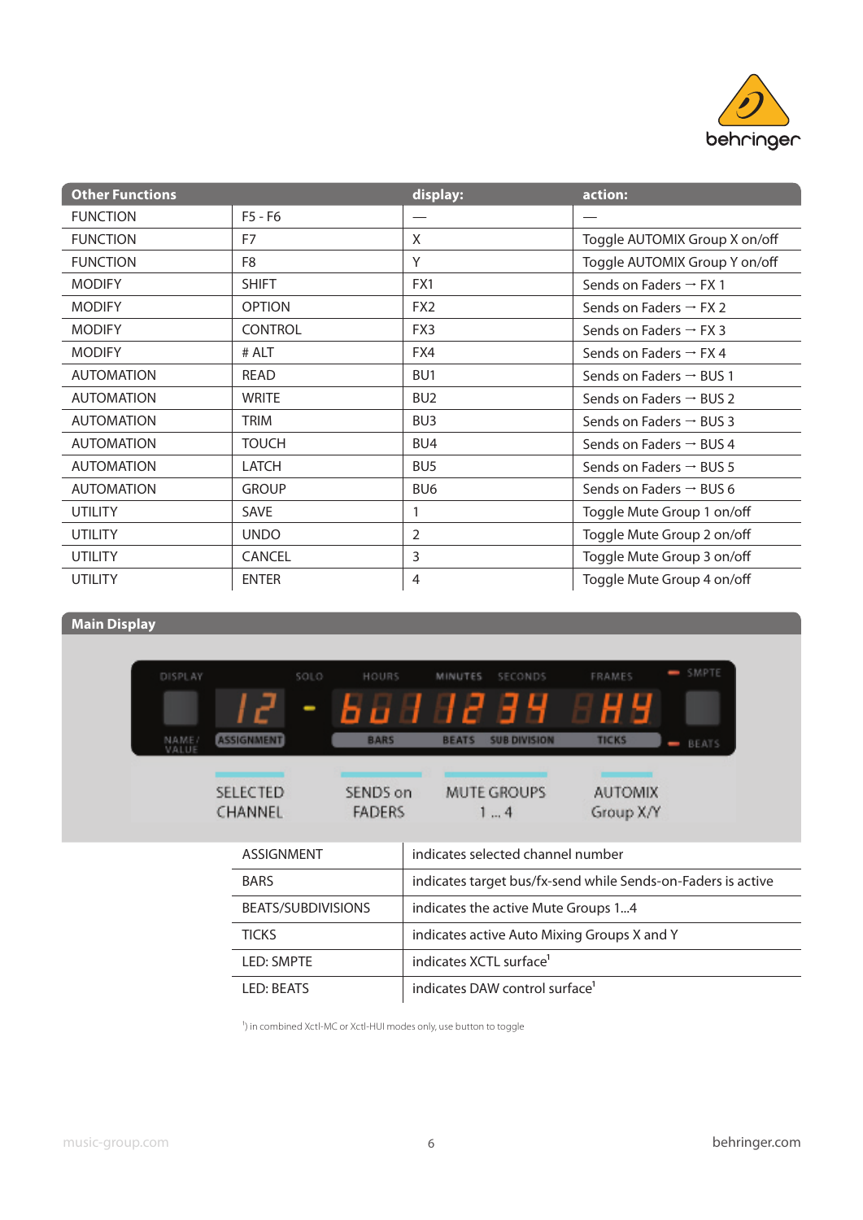| Other Functions | | display: | action: |
|---|---|---|---|
| FUNCTION | F5 - F6 | — | — |
| FUNCTION | F7 | X | Toggle AUTOMIX Group X on/off |
| FUNCTION | F8 | Y | Toggle AUTOMIX Group Y on/off |
| MODIFY | SHIFT | FX1 | Sends on Faders → FX 1 |
| MODIFY | OPTION | FX2 | Sends on Faders → FX 2 |
| MODIFY | CONTROL | FX3 | Sends on Faders → FX 3 |
| MODIFY | # ALT | FX4 | Sends on Faders → FX 4 |
| AUTOMATION | READ | BU1 | Sends on Faders → BUS 1 |
| AUTOMATION | WRITE | BU2 | Sends on Faders → BUS 2 |
| AUTOMATION | TRIM | BU3 | Sends on Faders → BUS 3 |
| AUTOMATION | TOUCH | BU4 | Sends on Faders → BUS 4 |
| AUTOMATION | LATCH | BU5 | Sends on Faders → BUS 5 |
| AUTOMATION | GROUP | BU6 | Sends on Faders → BUS 6 |
| UTILITY | SAVE | 1 | Toggle Mute Group 1 on/off |
| UTILITY | UNDO | 2 | Toggle Mute Group 2 on/off |
| UTILITY | CANCEL | 3 | Toggle Mute Group 3 on/off |
| UTILITY | ENTER | 4 | Toggle Mute Group 4 on/off |

## Main Display

DISPLAY, SOLO, HOURS, MINUTES, SECONDS, FRAMES, SMPTE, NAME/VALUE, ASSIGNMENT, BARS, BEATS, SUB DIVISION, TICKS, BEATS

SELECTED CHANNEL | SENDS on FADERS | MUTE GROUPS 1 ... 4 | AUTOMIX Group X/Y

| | |
|---|---|
| ASSIGNMENT | indicates selected channel number |
| BARS | indicates target bus/fx-send while Sends-on-Faders is active |
| BEATS/SUBDIVISIONS | indicates the active Mute Groups 1...4 |
| TICKS | indicates active Auto Mixing Groups X and Y |
| LED: SMPTE | indicates XCTL surface[1] |
| LED: BEATS | indicates DAW control surface[1] |

[1]) in combined Xctl-MC or Xctl-HUI modes only, use button to toggle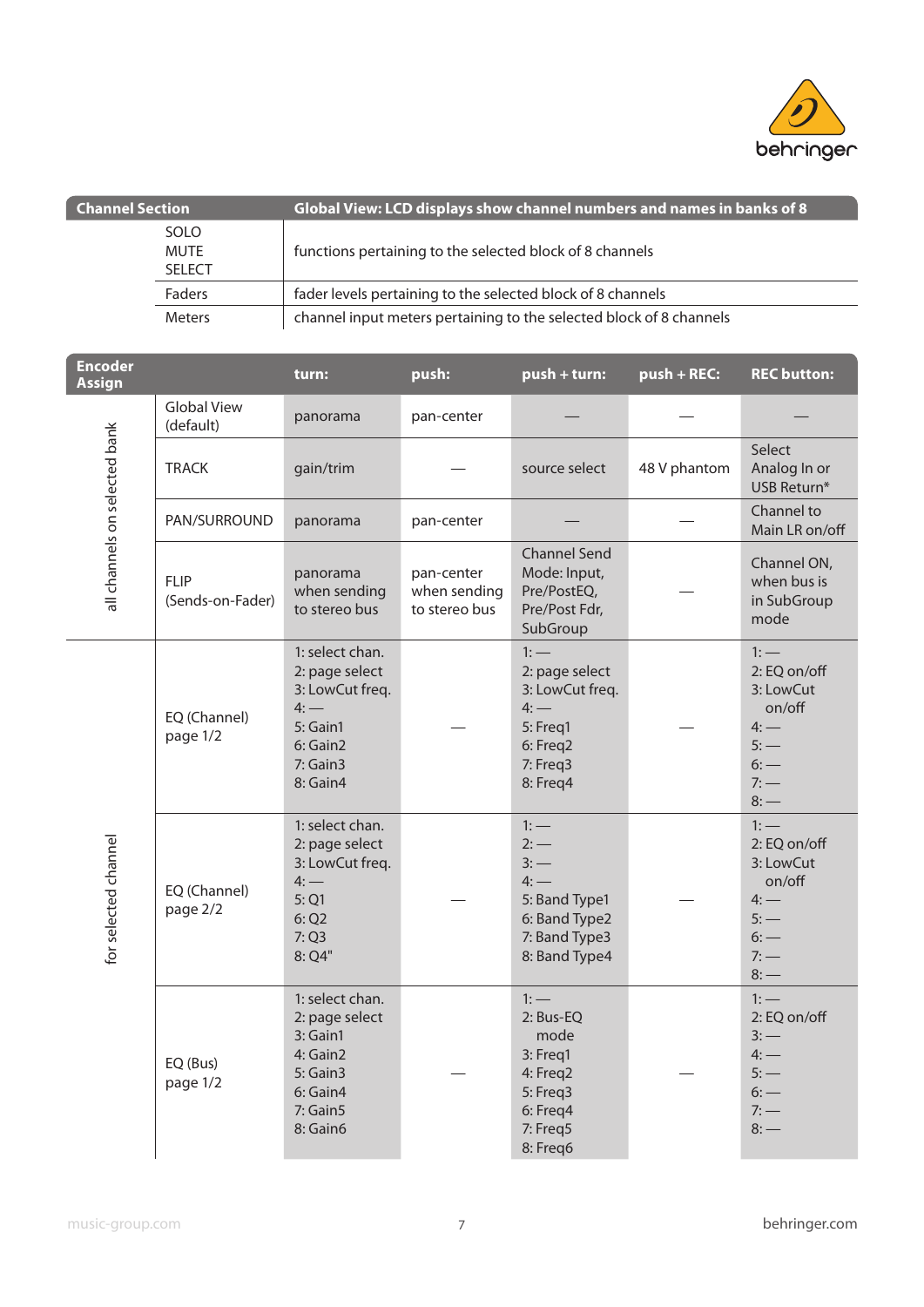| Channel Section | Global View: LCD displays show channel numbers and names in banks of 8 |
|---|---|
| SOLO<br>MUTE<br>SELECT | functions pertaining to the selected block of 8 channels |
| Faders | fader levels pertaining to the selected block of 8 channels |
| Meters | channel input meters pertaining to the selected block of 8 channels |

| Encoder Assign | | turn: | push: | push + turn: | push + REC: | REC button: |
|---|---|---|---|---|---|---|
| all channels on selected bank | Global View (default) | panorama | pan-center | — | — | — |
| | TRACK | gain/trim | — | source select | 48 V phantom | Select Analog In or USB Return* |
| | PAN/SURROUND | panorama | pan-center | — | — | Channel to Main LR on/off |
| | FLIP (Sends-on-Fader) | panorama when sending to stereo bus | pan-center when sending to stereo bus | Channel Send Mode: Input, Pre/PostEQ, Pre/Post Fdr, SubGroup | — | Channel ON, when bus is in SubGroup mode |
| for selected channel | EQ (Channel) page 1/2 | 1: select chan.<br>2: page select<br>3: LowCut freq.<br>4: —<br>5: Gain1<br>6: Gain2<br>7: Gain3<br>8: Gain4 | — | 1: —<br>2: page select<br>3: LowCut freq.<br>4: —<br>5: Freq1<br>6: Freq2<br>7: Freq3<br>8: Freq4 | — | 1: —<br>2: EQ on/off<br>3: LowCut on/off<br>4: —<br>5: —<br>6: —<br>7: —<br>8: — |
| | EQ (Channel) page 2/2 | 1: select chan.<br>2: page select<br>3: LowCut freq.<br>4: —<br>5: Q1<br>6: Q2<br>7: Q3<br>8: Q4" | — | 1: —<br>2: —<br>3: —<br>4: —<br>5: Band Type1<br>6: Band Type2<br>7: Band Type3<br>8: Band Type4 | — | 1: —<br>2: EQ on/off<br>3: LowCut on/off<br>4: —<br>5: —<br>6: —<br>7: —<br>8: — |
| | EQ (Bus) page 1/2 | 1: select chan.<br>2: page select<br>3: Gain1<br>4: Gain2<br>5: Gain3<br>6: Gain4<br>7: Gain5<br>8: Gain6 | — | 1: —<br>2: Bus-EQ mode<br>3: Freq1<br>4: Freq2<br>5: Freq3<br>6: Freq4<br>7: Freq5<br>8: Freq6 | — | 1: —<br>2: EQ on/off<br>3: —<br>4: —<br>5: —<br>6: —<br>7: —<br>8: — |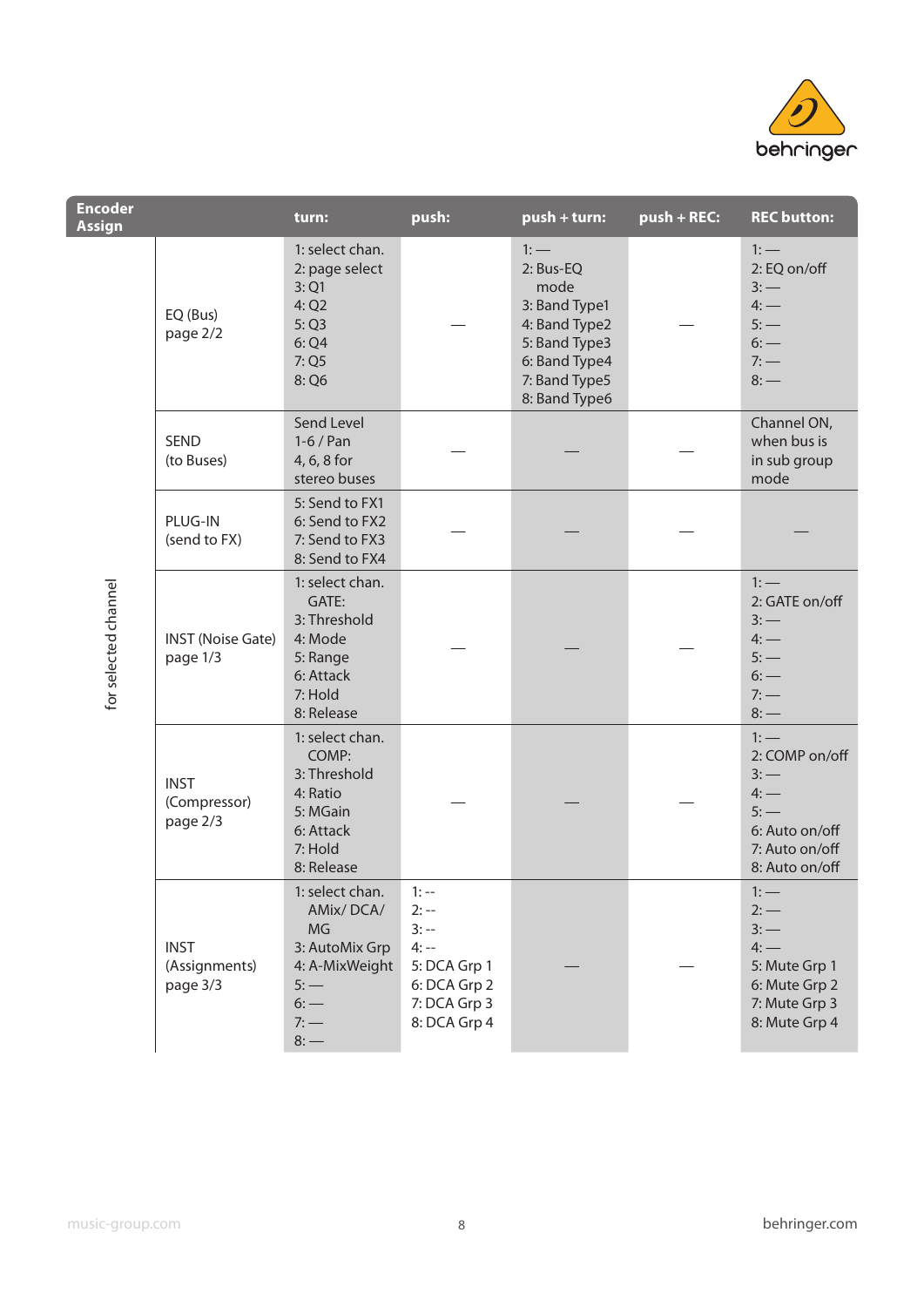| Encoder Assign | | turn: | push: | push + turn: | push + REC: | REC button: |
|---|---|---|---|---|---|---|
| for selected channel | EQ (Bus) page 2/2 | 1: select chan.<br>2: page select<br>3: Q1<br>4: Q2<br>5: Q3<br>6: Q4<br>7: Q5<br>8: Q6 | — | 1: —<br>2: Bus-EQ mode<br>3: Band Type1<br>4: Band Type2<br>5: Band Type3<br>6: Band Type4<br>7: Band Type5<br>8: Band Type6 | — | 1: —<br>2: EQ on/off<br>3: —<br>4: —<br>5: —<br>6: —<br>7: —<br>8: — |
| | SEND (to Buses) | Send Level 1-6 / Pan 4, 6, 8 for stereo buses | — | — | — | Channel ON, when bus is in sub group mode |
| | PLUG-IN (send to FX) | 5: Send to FX1<br>6: Send to FX2<br>7: Send to FX3<br>8: Send to FX4 | — | — | — | — |
| | INST (Noise Gate) page 1/3 | 1: select chan.<br>GATE:<br>3: Threshold<br>4: Mode<br>5: Range<br>6: Attack<br>7: Hold<br>8: Release | — | — | — | 1: —<br>2: GATE on/off<br>3: —<br>4: —<br>5: —<br>6: —<br>7: —<br>8: — |
| | INST (Compressor) page 2/3 | 1: select chan.<br>COMP:<br>3: Threshold<br>4: Ratio<br>5: MGain<br>6: Attack<br>7: Hold<br>8: Release | — | — | — | 1: —<br>2: COMP on/off<br>3: —<br>4: —<br>5: —<br>6: Auto on/off<br>7: Auto on/off<br>8: Auto on/off |
| | INST (Assignments) page 3/3 | 1: select chan.<br>AMix/ DCA/ MG<br>3: AutoMix Grp<br>4: A-MixWeight<br>5: —<br>6: —<br>7: —<br>8: — | 1: --<br>2: --<br>3: --<br>4: --<br>5: DCA Grp 1<br>6: DCA Grp 2<br>7: DCA Grp 3<br>8: DCA Grp 4 | — | — | 1: —<br>2: —<br>3: —<br>4: —<br>5: Mute Grp 1<br>6: Mute Grp 2<br>7: Mute Grp 3<br>8: Mute Grp 4 |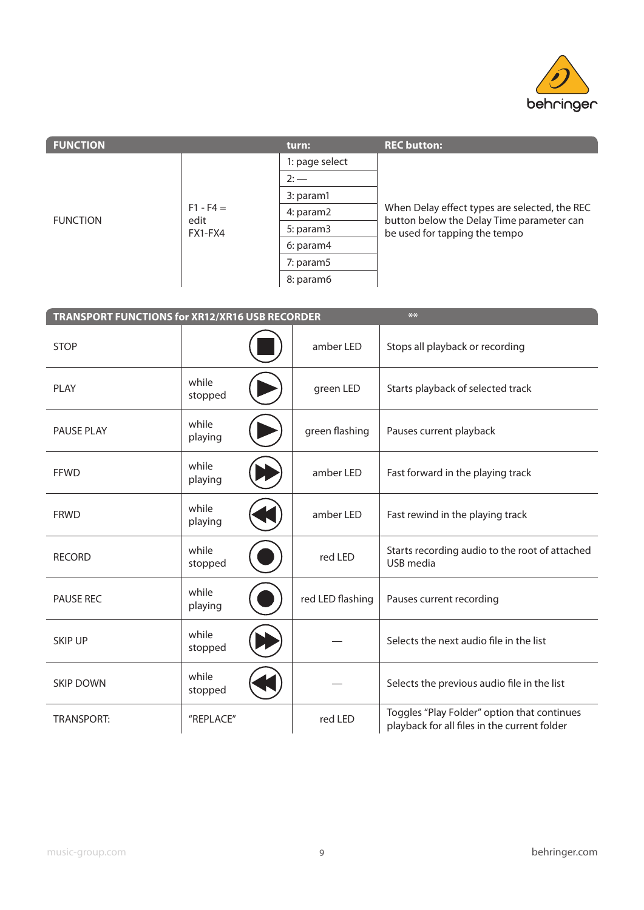| FUNCTION | | turn: | REC button: |
|---|---|---|---|
| FUNCTION | F1 - F4 = edit FX1-FX4 | 1: page select | When Delay effect types are selected, the REC button below the Delay Time parameter can be used for tapping the tempo |
| | | 2: — | |
| | | 3: param1 | |
| | | 4: param2 | |
| | | 5: param3 | |
| | | 6: param4 | |
| | | 7: param5 | |
| | | 8: param6 | |

| TRANSPORT FUNCTIONS for XR12/XR16 USB RECORDER | | | ** |
|---|---|---|---|
| STOP | | amber LED | Stops all playback or recording |
| PLAY | while stopped | green LED | Starts playback of selected track |
| PAUSE PLAY | while playing | green flashing | Pauses current playback |
| FFWD | while playing | amber LED | Fast forward in the playing track |
| FRWD | while playing | amber LED | Fast rewind in the playing track |
| RECORD | while stopped | red LED | Starts recording audio to the root of attached USB media |
| PAUSE REC | while playing | red LED flashing | Pauses current recording |
| SKIP UP | while stopped | — | Selects the next audio file in the list |
| SKIP DOWN | while stopped | — | Selects the previous audio file in the list |
| TRANSPORT: | "REPLACE" | red LED | Toggles "Play Folder" option that continues playback for all files in the current folder |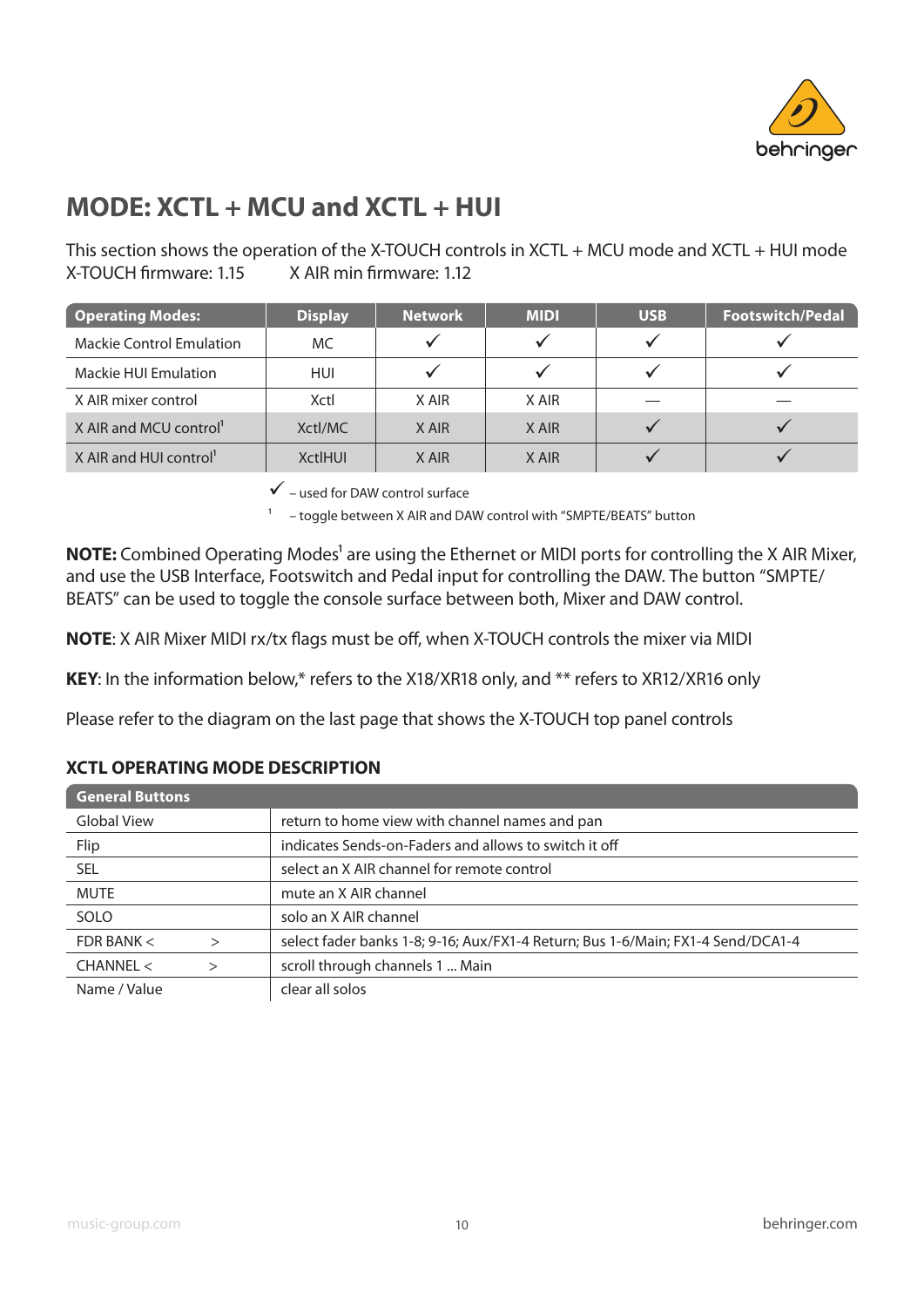# MODE: XCTL + MCU and XCTL + HUI

This section shows the operation of the X-TOUCH controls in XCTL + MCU mode and XCTL + HUI mode
X-TOUCH firmware: 1.15 X AIR min firmware: 1.12

| Operating Modes: | Display | Network | MIDI | USB | Footswitch/Pedal |
|---|---|---|---|---|---|
| Mackie Control Emulation | MC | ✓ | ✓ | ✓ | ✓ |
| Mackie HUI Emulation | HUI | ✓ | ✓ | ✓ | ✓ |
| X AIR mixer control | Xctl | X AIR | X AIR | — | — |
| X AIR and MCU control[1] | Xctl/MC | X AIR | X AIR | ✓ | ✓ |
| X AIR and HUI control[1] | XctlHUI | X AIR | X AIR | ✓ | ✓ |

✓ – used for DAW control surface

[1] – toggle between X AIR and DAW control with "SMPTE/BEATS" button

**NOTE:** Combined Operating Modes[1] are using the Ethernet or MIDI ports for controlling the X AIR Mixer, and use the USB Interface, Footswitch and Pedal input for controlling the DAW. The button "SMPTE/ BEATS" can be used to toggle the console surface between both, Mixer and DAW control.

**NOTE**: X AIR Mixer MIDI rx/tx flags must be off, when X-TOUCH controls the mixer via MIDI

**KEY**: In the information below,* refers to the X18/XR18 only, and ** refers to XR12/XR16 only

Please refer to the diagram on the last page that shows the X-TOUCH top panel controls

### XCTL OPERATING MODE DESCRIPTION

| General Buttons | |
|---|---|
| Global View | return to home view with channel names and pan |
| Flip | indicates Sends-on-Faders and allows to switch it off |
| SEL | select an X AIR channel for remote control |
| MUTE | mute an X AIR channel |
| SOLO | solo an X AIR channel |
| FDR BANK < > | select fader banks 1-8; 9-16; Aux/FX1-4 Return; Bus 1-6/Main; FX1-4 Send/DCA1-4 |
| CHANNEL < > | scroll through channels 1 ... Main |
| Name / Value | clear all solos |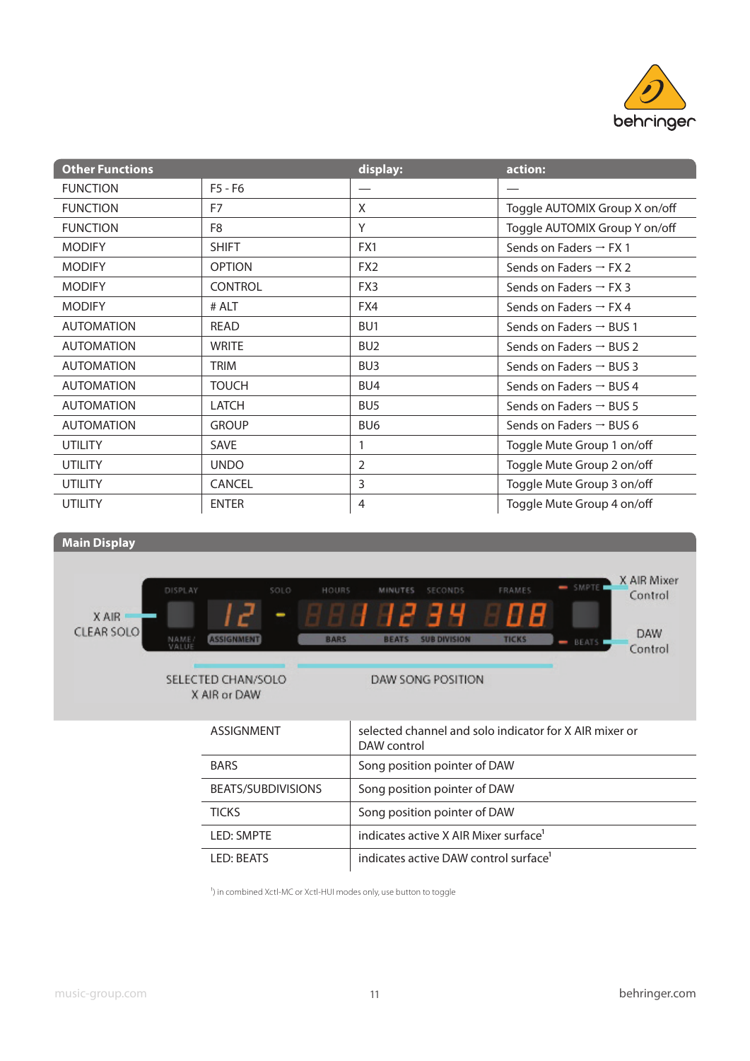| Other Functions | | display: | action: |
|---|---|---|---|
| FUNCTION | F5 - F6 | — | — |
| FUNCTION | F7 | X | Toggle AUTOMIX Group X on/off |
| FUNCTION | F8 | Y | Toggle AUTOMIX Group Y on/off |
| MODIFY | SHIFT | FX1 | Sends on Faders → FX 1 |
| MODIFY | OPTION | FX2 | Sends on Faders → FX 2 |
| MODIFY | CONTROL | FX3 | Sends on Faders → FX 3 |
| MODIFY | # ALT | FX4 | Sends on Faders → FX 4 |
| AUTOMATION | READ | BU1 | Sends on Faders → BUS 1 |
| AUTOMATION | WRITE | BU2 | Sends on Faders → BUS 2 |
| AUTOMATION | TRIM | BU3 | Sends on Faders → BUS 3 |
| AUTOMATION | TOUCH | BU4 | Sends on Faders → BUS 4 |
| AUTOMATION | LATCH | BU5 | Sends on Faders → BUS 5 |
| AUTOMATION | GROUP | BU6 | Sends on Faders → BUS 6 |
| UTILITY | SAVE | 1 | Toggle Mute Group 1 on/off |
| UTILITY | UNDO | 2 | Toggle Mute Group 2 on/off |
| UTILITY | CANCEL | 3 | Toggle Mute Group 3 on/off |
| UTILITY | ENTER | 4 | Toggle Mute Group 4 on/off |

## Main Display

X AIR CLEAR SOLO

SELECTED CHAN/SOLO X AIR or DAW

DAW SONG POSITION

X AIR Mixer Control

DAW Control

| | |
|---|---|
| ASSIGNMENT | selected channel and solo indicator for X AIR mixer or DAW control |
| BARS | Song position pointer of DAW |
| BEATS/SUBDIVISIONS | Song position pointer of DAW |
| TICKS | Song position pointer of DAW |
| LED: SMPTE | indicates active X AIR Mixer surface[1] |
| LED: BEATS | indicates active DAW control surface[1] |

[1]) in combined Xctl-MC or Xctl-HUI modes only, use button to toggle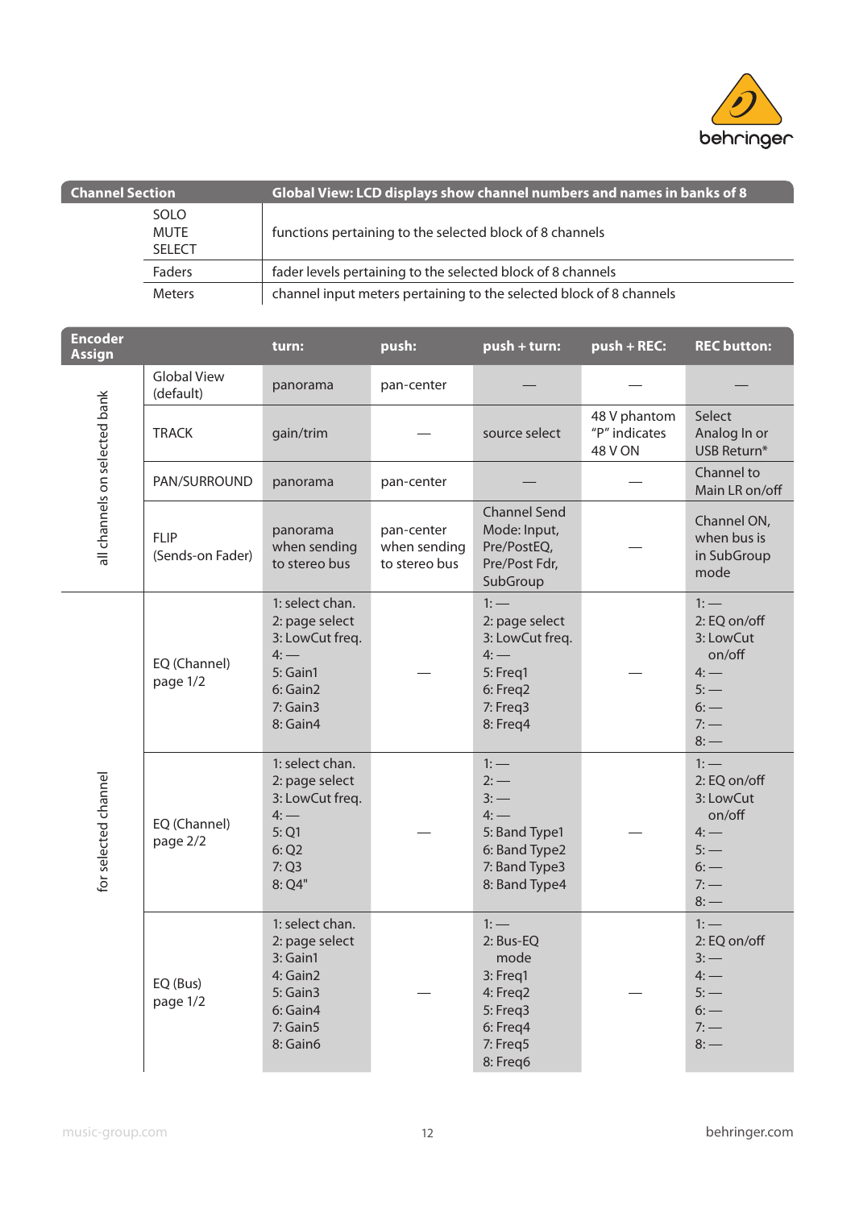| Channel Section | | Global View: LCD displays show channel numbers and names in banks of 8 |
|---|---|---|
| | SOLO<br>MUTE<br>SELECT | functions pertaining to the selected block of 8 channels |
| | Faders | fader levels pertaining to the selected block of 8 channels |
| | Meters | channel input meters pertaining to the selected block of 8 channels |

| Encoder Assign | | turn: | push: | push + turn: | push + REC: | REC button: |
|---|---|---|---|---|---|---|
| all channels on selected bank | Global View (default) | panorama | pan-center | — | — | — |
| | TRACK | gain/trim | — | source select | 48 V phantom "P" indicates 48 V ON | Select Analog In or USB Return* |
| | PAN/SURROUND | panorama | pan-center | — | — | Channel to Main LR on/off |
| | FLIP (Sends-on Fader) | panorama when sending to stereo bus | pan-center when sending to stereo bus | Channel Send Mode: Input, Pre/PostEQ, Pre/Post Fdr, SubGroup | — | Channel ON, when bus is in SubGroup mode |
| for selected channel | EQ (Channel) page 1/2 | 1: select chan.<br>2: page select<br>3: LowCut freq.<br>4: —<br>5: Gain1<br>6: Gain2<br>7: Gain3<br>8: Gain4 | — | 1: —<br>2: page select<br>3: LowCut freq.<br>4: —<br>5: Freq1<br>6: Freq2<br>7: Freq3<br>8: Freq4 | — | 1: —<br>2: EQ on/off<br>3: LowCut on/off<br>4: —<br>5: —<br>6: —<br>7: —<br>8: — |
| | EQ (Channel) page 2/2 | 1: select chan.<br>2: page select<br>3: LowCut freq.<br>4: —<br>5: Q1<br>6: Q2<br>7: Q3<br>8: Q4" | — | 1: —<br>2: —<br>3: —<br>4: —<br>5: Band Type1<br>6: Band Type2<br>7: Band Type3<br>8: Band Type4 | — | 1: —<br>2: EQ on/off<br>3: LowCut on/off<br>4: —<br>5: —<br>6: —<br>7: —<br>8: — |
| | EQ (Bus) page 1/2 | 1: select chan.<br>2: page select<br>3: Gain1<br>4: Gain2<br>5: Gain3<br>6: Gain4<br>7: Gain5<br>8: Gain6 | — | 1: —<br>2: Bus-EQ mode<br>3: Freq1<br>4: Freq2<br>5: Freq3<br>6: Freq4<br>7: Freq5<br>8: Freq6 | — | 1: —<br>2: EQ on/off<br>3: —<br>4: —<br>5: —<br>6: —<br>7: —<br>8: — |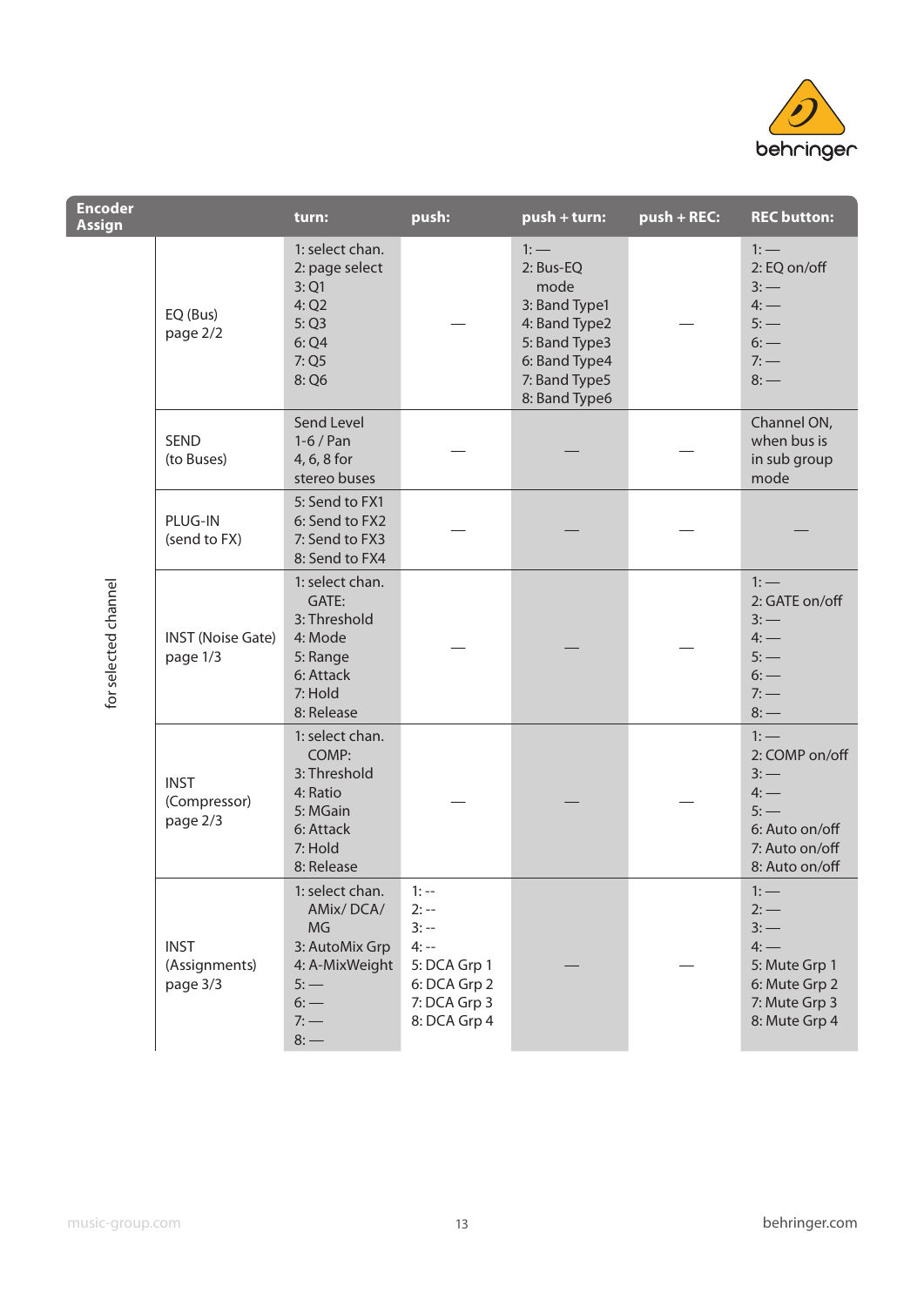| Encoder Assign | | turn: | push: | push + turn: | push + REC: | REC button: |
|---|---|---|---|---|---|---|
| for selected channel | EQ (Bus) page 2/2 | 1: select chan.<br>2: page select<br>3: Q1<br>4: Q2<br>5: Q3<br>6: Q4<br>7: Q5<br>8: Q6 | — | 1: —<br>2: Bus-EQ mode<br>3: Band Type1<br>4: Band Type2<br>5: Band Type3<br>6: Band Type4<br>7: Band Type5<br>8: Band Type6 | — | 1: —<br>2: EQ on/off<br>3: —<br>4: —<br>5: —<br>6: —<br>7: —<br>8: — |
| | SEND (to Buses) | Send Level 1-6 / Pan 4, 6, 8 for stereo buses | — | — | — | Channel ON, when bus is in sub group mode |
| | PLUG-IN (send to FX) | 5: Send to FX1<br>6: Send to FX2<br>7: Send to FX3<br>8: Send to FX4 | — | — | — | — |
| | INST (Noise Gate) page 1/3 | 1: select chan.<br>GATE:<br>3: Threshold<br>4: Mode<br>5: Range<br>6: Attack<br>7: Hold<br>8: Release | — | — | — | 1: —<br>2: GATE on/off<br>3: —<br>4: —<br>5: —<br>6: —<br>7: —<br>8: — |
| | INST (Compressor) page 2/3 | 1: select chan.<br>COMP:<br>3: Threshold<br>4: Ratio<br>5: MGain<br>6: Attack<br>7: Hold<br>8: Release | — | — | — | 1: —<br>2: COMP on/off<br>3: —<br>4: —<br>5: —<br>6: Auto on/off<br>7: Auto on/off<br>8: Auto on/off |
| | INST (Assignments) page 3/3 | 1: select chan.<br>AMix/ DCA/ MG<br>3: AutoMix Grp<br>4: A-MixWeight<br>5: —<br>6: —<br>7: —<br>8: — | 1: --<br>2: --<br>3: --<br>4: --<br>5: DCA Grp 1<br>6: DCA Grp 2<br>7: DCA Grp 3<br>8: DCA Grp 4 | — | — | 1: —<br>2: —<br>3: —<br>4: —<br>5: Mute Grp 1<br>6: Mute Grp 2<br>7: Mute Grp 3<br>8: Mute Grp 4 |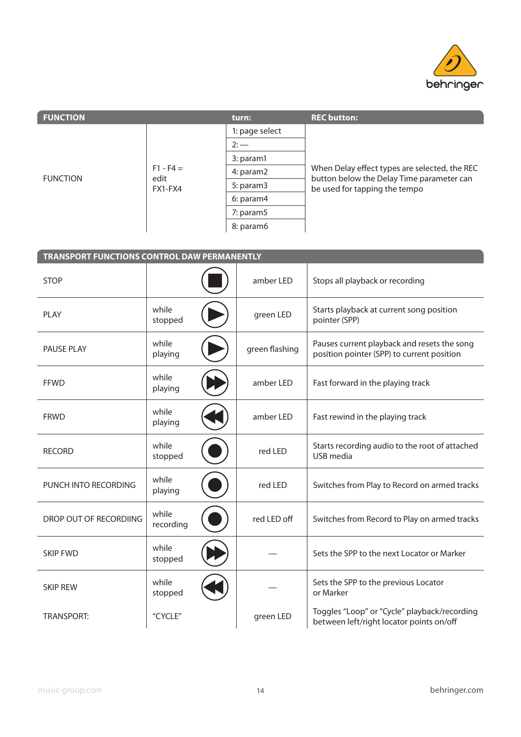| FUNCTION | | turn: | REC button: |
|---|---|---|---|
| FUNCTION | F1 - F4 = edit FX1-FX4 | 1: page select | When Delay effect types are selected, the REC button below the Delay Time parameter can be used for tapping the tempo |
| | | 2: — | |
| | | 3: param1 | |
| | | 4: param2 | |
| | | 5: param3 | |
| | | 6: param4 | |
| | | 7: param5 | |
| | | 8: param6 | |

| TRANSPORT FUNCTIONS CONTROL DAW PERMANENTLY | | | | |
|---|---|---|---|---|
| STOP | | ■ | amber LED | Stops all playback or recording |
| PLAY | while stopped | ▶ | green LED | Starts playback at current song position pointer (SPP) |
| PAUSE PLAY | while playing | ▶ | green flashing | Pauses current playback and resets the song position pointer (SPP) to current position |
| FFWD | while playing | ▶▶ | amber LED | Fast forward in the playing track |
| FRWD | while playing | ◀◀ | amber LED | Fast rewind in the playing track |
| RECORD | while stopped | ● | red LED | Starts recording audio to the root of attached USB media |
| PUNCH INTO RECORDING | while playing | ● | red LED | Switches from Play to Record on armed tracks |
| DROP OUT OF RECORDIING | while recording | ● | red LED off | Switches from Record to Play on armed tracks |
| SKIP FWD | while stopped | ▶▶ | — | Sets the SPP to the next Locator or Marker |
| SKIP REW | while stopped | ◀◀ | — | Sets the SPP to the previous Locator or Marker |
| TRANSPORT: | "CYCLE" | | green LED | Toggles "Loop" or "Cycle" playback/recording between left/right locator points on/off |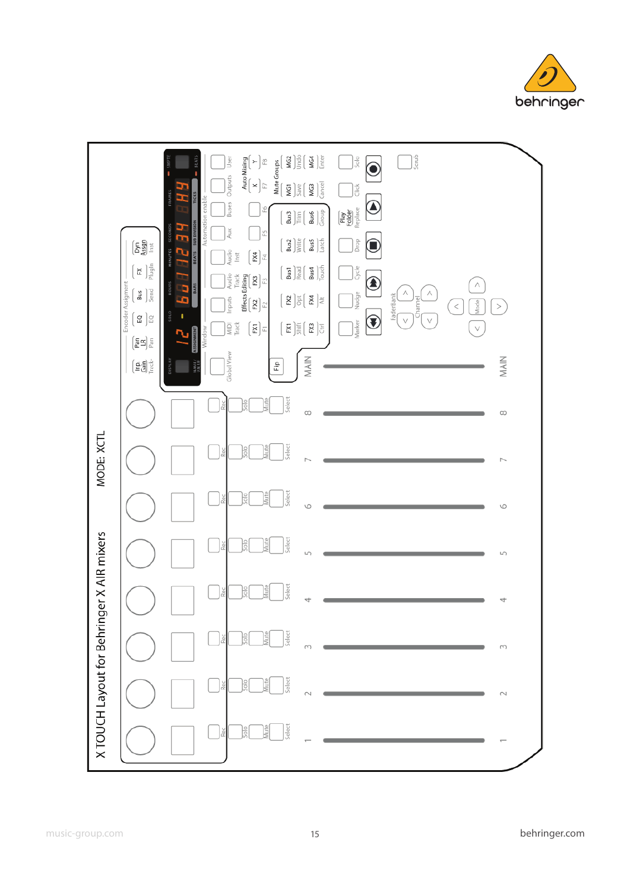X TOUCH Layout for Behringer X AIR mixers

MODE: XCTL

Encoder Assigment

Inp Gain — Track
Pan LR — Pan
EQ — EQ
Bus — Send
FX — PlugIn
Dyn Assgn — Inst

Global View

Window: MIDI Track, Inputs, Audio Track, Audio Inst, Aux, Buses, Outputs, User

Automation enable

Effects Editing: FX1 F1, FX2 F2, FX3 F3, FX4 F4, F5, F6

Auto Mixing: X F7, Y F8

Mute Groups

Flip

FX1 Shift, FX2 Opt, Bus1 Read, Bus2 Write, Bus3 Trim, MG1 Save, MG2 Undo

FX3 Ctrl, FX4 Alt, Bus4 Touch, Bus5 Latch, Bus6 Group, MG3 Cancel, MG4 Enter

Marker, Nudge, Cycle, Drop, Play Folder Replace, Click, Solo

FaderBank

Channel

Mode

Scrub

Rec, Solo, Mute, Select

1, 2, 3, 4, 5, 6, 7, 8, MAIN